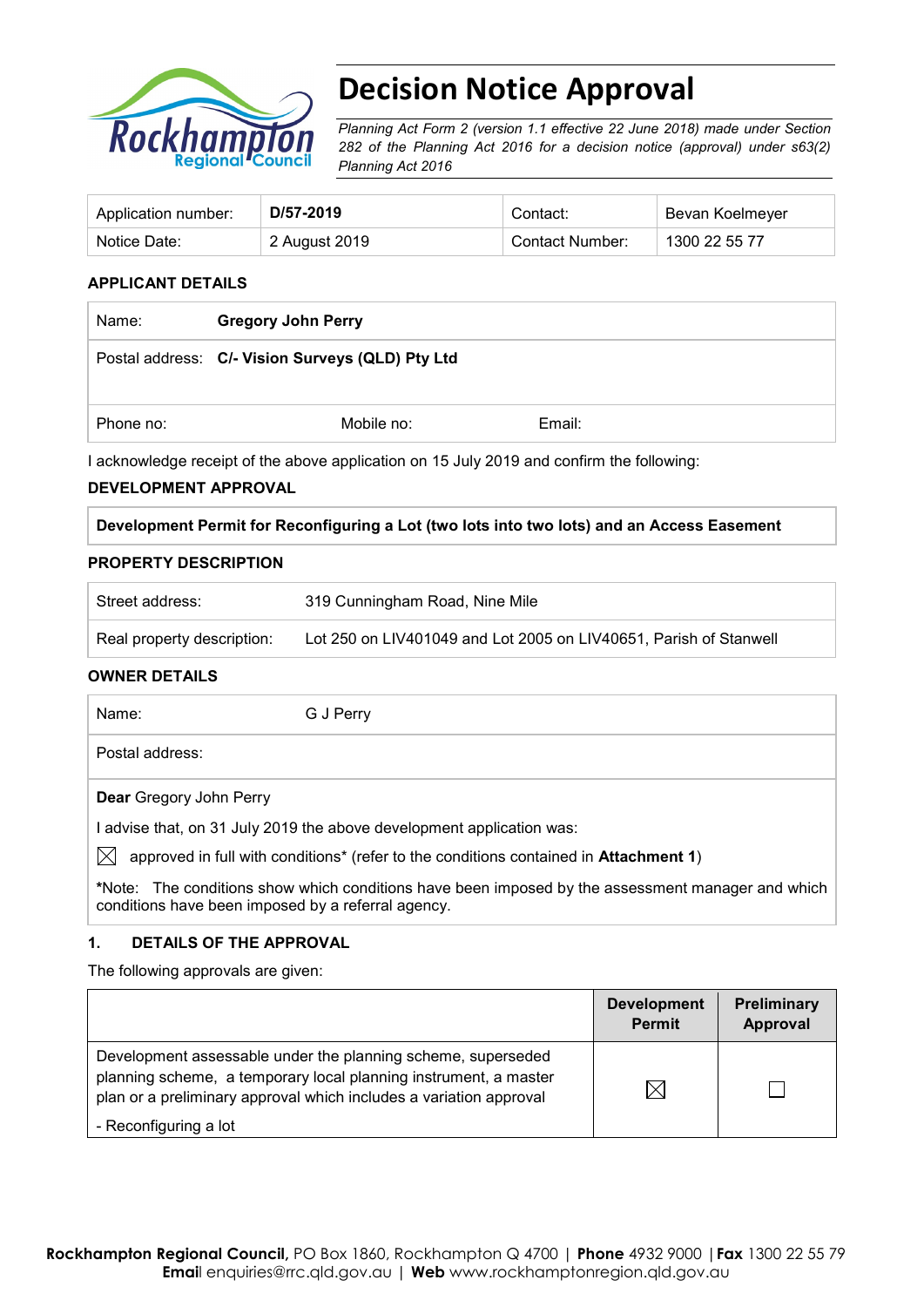# Decision Notice Approval

*Planning Act Form 2 (version 1.1 effective 22 June 2018) made under Section 282 of the Planning Act 2016 for a decision notice (approval) under s63(2) Planning Act 2016*

| Application number: | **D/57-2019** | Contact: | Bevan Koelmeyer |
|---|---|---|---|
| Notice Date: | 2 August 2019 | Contact Number: | 1300 22 55 77 |

## APPLICANT DETAILS

| Name: | **Gregory John Perry** | | |
|---|---|---|---|
| Postal address: | **C/- Vision Surveys (QLD) Pty Ltd** | | |
| Phone no: | | Mobile no: | Email: |

I acknowledge receipt of the above application on 15 July 2019 and confirm the following:

## DEVELOPMENT APPROVAL

| **Development Permit for Reconfiguring a Lot (two lots into two lots) and an Access Easement** |
|---|

## PROPERTY DESCRIPTION

| Street address: | 319 Cunningham Road, Nine Mile |
|---|---|
| Real property description: | Lot 250 on LIV401049 and Lot 2005 on LIV40651, Parish of Stanwell |

## OWNER DETAILS

| Name: | G J Perry |
|---|---|
| Postal address: | |

**Dear** Gregory John Perry

I advise that, on 31 July 2019 the above development application was:

☒ approved in full with conditions* (refer to the conditions contained in **Attachment 1**)

***Note:** The conditions show which conditions have been imposed by the assessment manager and which conditions have been imposed by a referral agency.

## 1. DETAILS OF THE APPROVAL

The following approvals are given:

| | **Development Permit** | **Preliminary Approval** |
|---|---|---|
| Development assessable under the planning scheme, superseded planning scheme, a temporary local planning instrument, a master plan or a preliminary approval which includes a variation approval<br>- Reconfiguring a lot | ☒ | ☐ |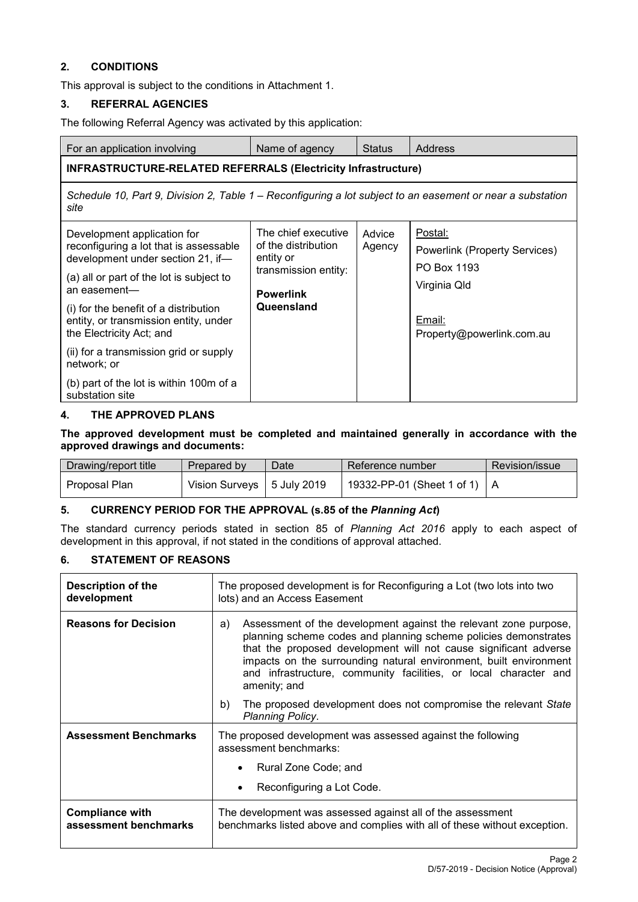## 2. CONDITIONS

This approval is subject to the conditions in Attachment 1.

## 3. REFERRAL AGENCIES

The following Referral Agency was activated by this application:

| For an application involving | Name of agency | Status | Address |
|---|---|---|---|
| **INFRASTRUCTURE-RELATED REFERRALS (Electricity Infrastructure)** | | | |
| *Schedule 10, Part 9, Division 2, Table 1 – Reconfiguring a lot subject to an easement or near a substation site* | | | |
| Development application for reconfiguring a lot that is assessable development under section 21, if—<br>(a) all or part of the lot is subject to an easement—<br>(i) for the benefit of a distribution entity, or transmission entity, under the Electricity Act; and<br>(ii) for a transmission grid or supply network; or<br>(b) part of the lot is within 100m of a substation site | The chief executive of the distribution entity or transmission entity:<br>**Powerlink Queensland** | Advice Agency | Postal:<br>Powerlink (Property Services)<br>PO Box 1193<br>Virginia Qld<br><br>Email:<br>Property@powerlink.com.au |

## 4. THE APPROVED PLANS

**The approved development must be completed and maintained generally in accordance with the approved drawings and documents:**

| Drawing/report title | Prepared by | Date | Reference number | Revision/issue |
|---|---|---|---|---|
| Proposal Plan | Vision Surveys | 5 July 2019 | 19332-PP-01 (Sheet 1 of 1) | A |

## 5. CURRENCY PERIOD FOR THE APPROVAL (s.85 of the *Planning Act*)

The standard currency periods stated in section 85 of *Planning Act 2016* apply to each aspect of development in this approval, if not stated in the conditions of approval attached.

## 6. STATEMENT OF REASONS

| | |
|---|---|
| **Description of the development** | The proposed development is for Reconfiguring a Lot (two lots into two lots) and an Access Easement |
| **Reasons for Decision** | a) Assessment of the development against the relevant zone purpose, planning scheme codes and planning scheme policies demonstrates that the proposed development will not cause significant adverse impacts on the surrounding natural environment, built environment and infrastructure, community facilities, or local character and amenity; and<br>b) The proposed development does not compromise the relevant *State Planning Policy*. |
| **Assessment Benchmarks** | The proposed development was assessed against the following assessment benchmarks:<br>• Rural Zone Code; and<br>• Reconfiguring a Lot Code. |
| **Compliance with assessment benchmarks** | The development was assessed against all of the assessment benchmarks listed above and complies with all of these without exception. |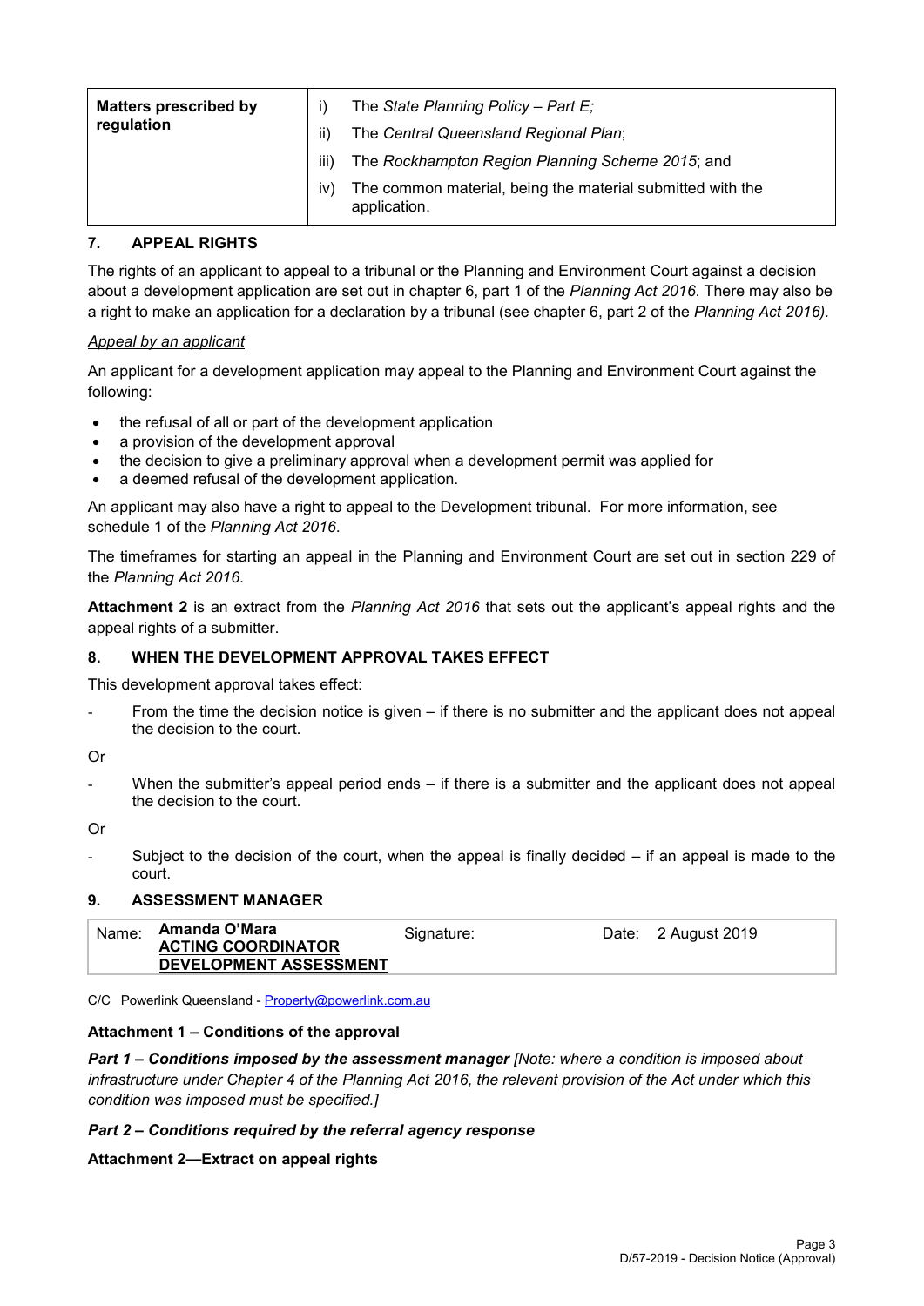| Matters prescribed by regulation | i) The *State Planning Policy – Part E;*<br>ii) The *Central Queensland Regional Plan*;<br>iii) The *Rockhampton Region Planning Scheme 2015*; and<br>iv) The common material, being the material submitted with the application. |
|---|---|

## 7. APPEAL RIGHTS

The rights of an applicant to appeal to a tribunal or the Planning and Environment Court against a decision about a development application are set out in chapter 6, part 1 of the *Planning Act 2016*. There may also be a right to make an application for a declaration by a tribunal (see chapter 6, part 2 of the *Planning Act 2016).*

*Appeal by an applicant*

An applicant for a development application may appeal to the Planning and Environment Court against the following:

- the refusal of all or part of the development application
- a provision of the development approval
- the decision to give a preliminary approval when a development permit was applied for
- a deemed refusal of the development application.

An applicant may also have a right to appeal to the Development tribunal. For more information, see schedule 1 of the *Planning Act 2016*.

The timeframes for starting an appeal in the Planning and Environment Court are set out in section 229 of the *Planning Act 2016*.

**Attachment 2** is an extract from the *Planning Act 2016* that sets out the applicant's appeal rights and the appeal rights of a submitter.

## 8. WHEN THE DEVELOPMENT APPROVAL TAKES EFFECT

This development approval takes effect:

- From the time the decision notice is given – if there is no submitter and the applicant does not appeal the decision to the court.

Or

- When the submitter's appeal period ends – if there is a submitter and the applicant does not appeal the decision to the court.

Or

- Subject to the decision of the court, when the appeal is finally decided – if an appeal is made to the court.

## 9. ASSESSMENT MANAGER

| Name: | **Amanda O'Mara**<br>**ACTING COORDINATOR DEVELOPMENT ASSESSMENT** | Signature: | | Date: | 2 August 2019 |
|---|---|---|---|---|---|

C/C Powerlink Queensland - Property@powerlink.com.au

**Attachment 1 – Conditions of the approval**

***Part 1 – Conditions imposed by the assessment manager*** *[Note: where a condition is imposed about infrastructure under Chapter 4 of the Planning Act 2016, the relevant provision of the Act under which this condition was imposed must be specified.]*

***Part 2 – Conditions required by the referral agency response***

**Attachment 2—Extract on appeal rights**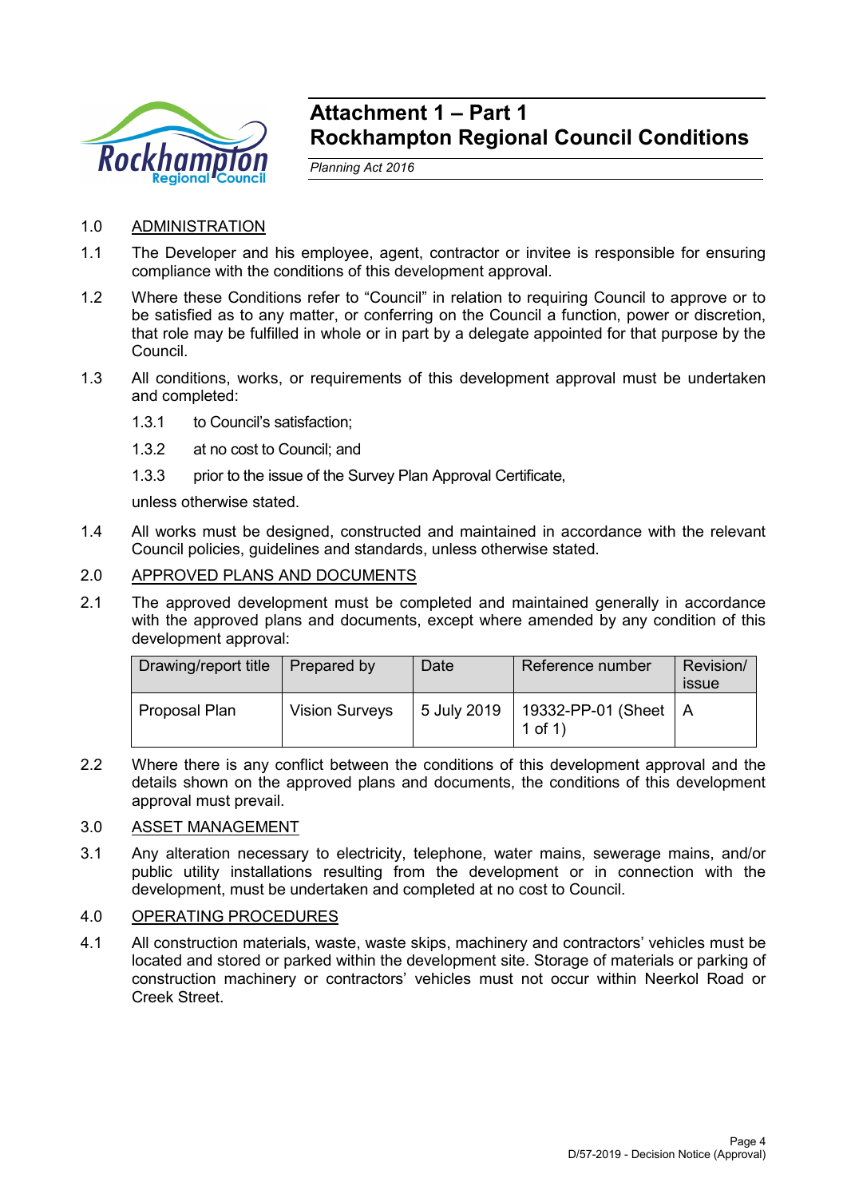# Attachment 1 – Part 1
# Rockhampton Regional Council Conditions

*Planning Act 2016*

1.0 ADMINISTRATION

1.1 The Developer and his employee, agent, contractor or invitee is responsible for ensuring compliance with the conditions of this development approval.

1.2 Where these Conditions refer to "Council" in relation to requiring Council to approve or to be satisfied as to any matter, or conferring on the Council a function, power or discretion, that role may be fulfilled in whole or in part by a delegate appointed for that purpose by the Council.

1.3 All conditions, works, or requirements of this development approval must be undertaken and completed:

1.3.1 to Council's satisfaction;

1.3.2 at no cost to Council; and

1.3.3 prior to the issue of the Survey Plan Approval Certificate,

unless otherwise stated.

1.4 All works must be designed, constructed and maintained in accordance with the relevant Council policies, guidelines and standards, unless otherwise stated.

2.0 APPROVED PLANS AND DOCUMENTS

2.1 The approved development must be completed and maintained generally in accordance with the approved plans and documents, except where amended by any condition of this development approval:

| Drawing/report title | Prepared by | Date | Reference number | Revision/ issue |
|---|---|---|---|---|
| Proposal Plan | Vision Surveys | 5 July 2019 | 19332-PP-01 (Sheet 1 of 1) | A |

2.2 Where there is any conflict between the conditions of this development approval and the details shown on the approved plans and documents, the conditions of this development approval must prevail.

3.0 ASSET MANAGEMENT

3.1 Any alteration necessary to electricity, telephone, water mains, sewerage mains, and/or public utility installations resulting from the development or in connection with the development, must be undertaken and completed at no cost to Council.

4.0 OPERATING PROCEDURES

4.1 All construction materials, waste, waste skips, machinery and contractors' vehicles must be located and stored or parked within the development site. Storage of materials or parking of construction machinery or contractors' vehicles must not occur within Neerkol Road or Creek Street.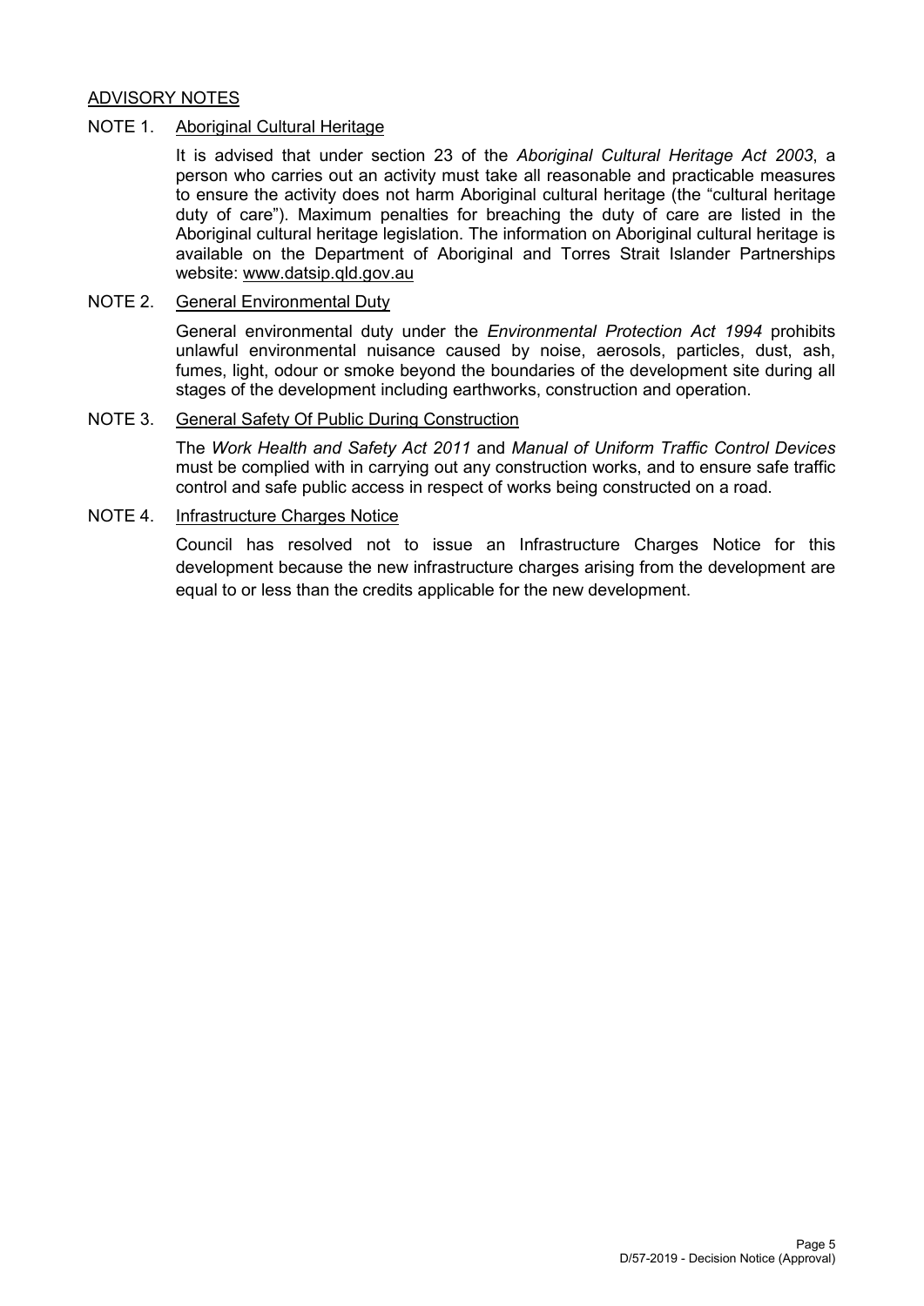## ADVISORY NOTES

### NOTE 1. Aboriginal Cultural Heritage

It is advised that under section 23 of the *Aboriginal Cultural Heritage Act 2003*, a person who carries out an activity must take all reasonable and practicable measures to ensure the activity does not harm Aboriginal cultural heritage (the "cultural heritage duty of care"). Maximum penalties for breaching the duty of care are listed in the Aboriginal cultural heritage legislation. The information on Aboriginal cultural heritage is available on the Department of Aboriginal and Torres Strait Islander Partnerships website: www.datsip.qld.gov.au

### NOTE 2. General Environmental Duty

General environmental duty under the *Environmental Protection Act 1994* prohibits unlawful environmental nuisance caused by noise, aerosols, particles, dust, ash, fumes, light, odour or smoke beyond the boundaries of the development site during all stages of the development including earthworks, construction and operation.

### NOTE 3. General Safety Of Public During Construction

The *Work Health and Safety Act 2011* and *Manual of Uniform Traffic Control Devices* must be complied with in carrying out any construction works, and to ensure safe traffic control and safe public access in respect of works being constructed on a road.

### NOTE 4. Infrastructure Charges Notice

Council has resolved not to issue an Infrastructure Charges Notice for this development because the new infrastructure charges arising from the development are equal to or less than the credits applicable for the new development.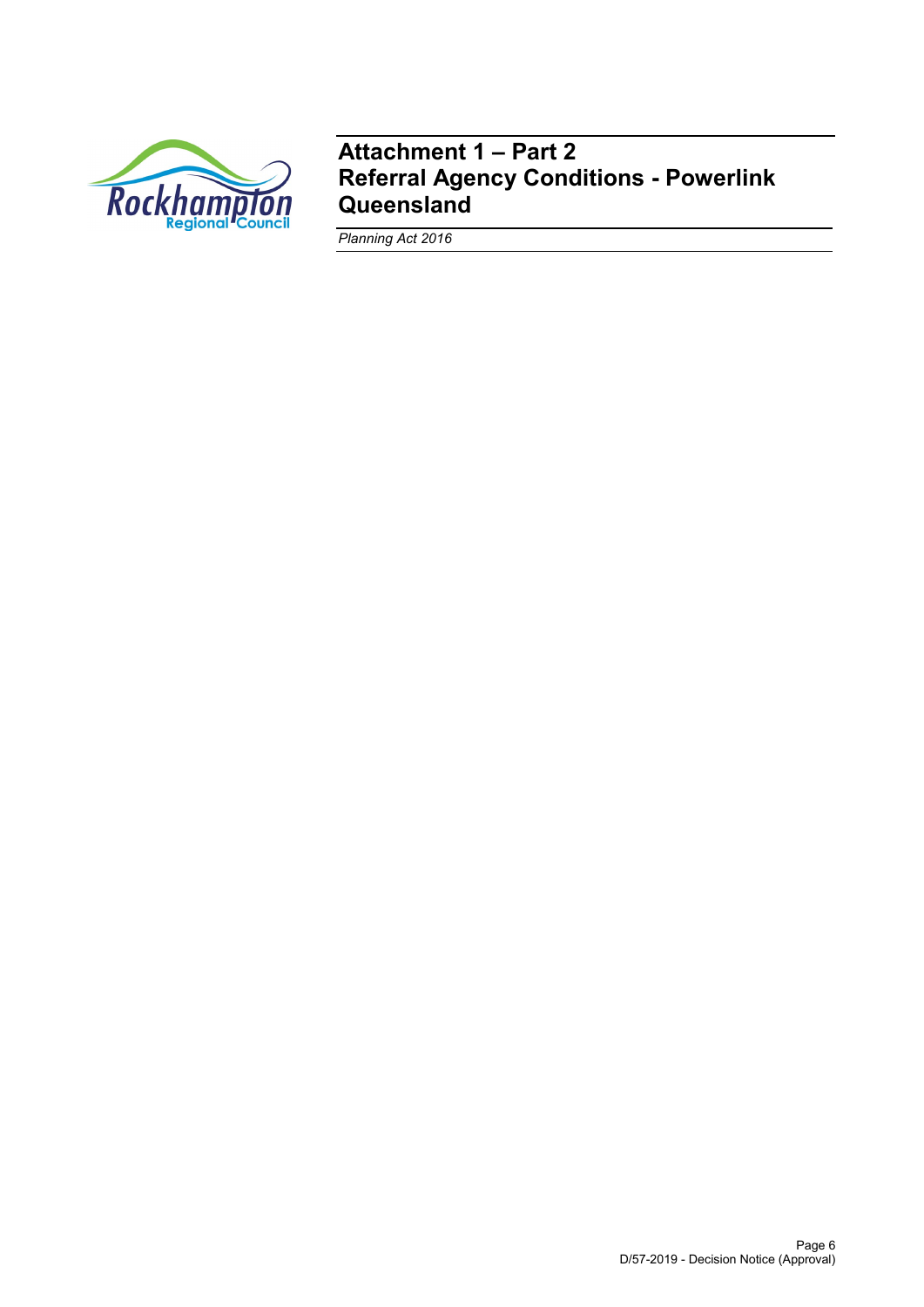# Attachment 1 – Part 2
# Referral Agency Conditions - Powerlink Queensland

*Planning Act 2016*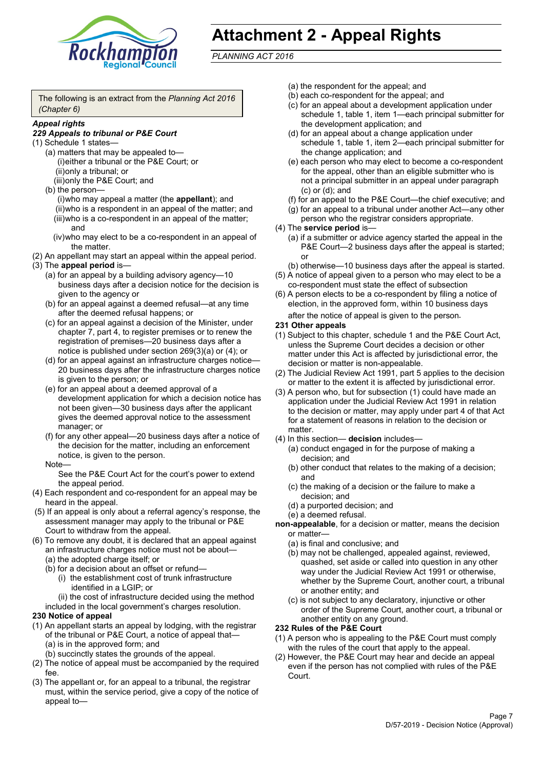# Attachment 2 - Appeal Rights

*PLANNING ACT 2016*

The following is an extract from the *Planning Act 2016 (Chapter 6)*

***Appeal rights***

***229 Appeals to tribunal or P&E Court***

(1) Schedule 1 states—

- (a) matters that may be appealed to—
  - (i) either a tribunal or the P&E Court; or
  - (ii) only a tribunal; or
  - (iii) only the P&E Court; and
- (b) the person—
  - (i) who may appeal a matter (the **appellant**); and
  - (ii) who is a respondent in an appeal of the matter; and
  - (iii) who is a co-respondent in an appeal of the matter; and
  - (iv) who may elect to be a co-respondent in an appeal of the matter.

(2) An appellant may start an appeal within the appeal period.

(3) The **appeal period** is—

- (a) for an appeal by a building advisory agency—10 business days after a decision notice for the decision is given to the agency or
- (b) for an appeal against a deemed refusal—at any time after the deemed refusal happens; or
- (c) for an appeal against a decision of the Minister, under chapter 7, part 4, to register premises or to renew the registration of premises—20 business days after a notice is published under section 269(3)(a) or (4); or
- (d) for an appeal against an infrastructure charges notice—20 business days after the infrastructure charges notice is given to the person; or
- (e) for an appeal about a deemed approval of a development application for which a decision notice has not been given—30 business days after the applicant gives the deemed approval notice to the assessment manager; or
- (f) for any other appeal—20 business days after a notice of the decision for the matter, including an enforcement notice, is given to the person.

Note—

See the P&E Court Act for the court's power to extend the appeal period.

(4) Each respondent and co-respondent for an appeal may be heard in the appeal.

(5) If an appeal is only about a referral agency's response, the assessment manager may apply to the tribunal or P&E Court to withdraw from the appeal.

(6) To remove any doubt, it is declared that an appeal against an infrastructure charges notice must not be about—

- (a) the adopted charge itself; or
- (b) for a decision about an offset or refund—
  - (i) the establishment cost of trunk infrastructure identified in a LGIP; or
  - (ii) the cost of infrastructure decided using the method included in the local government's charges resolution.

**230 Notice of appeal**

(1) An appellant starts an appeal by lodging, with the registrar of the tribunal or P&E Court, a notice of appeal that—

- (a) is in the approved form; and
- (b) succinctly states the grounds of the appeal.

(2) The notice of appeal must be accompanied by the required fee.

(3) The appellant or, for an appeal to a tribunal, the registrar must, within the service period, give a copy of the notice of appeal to—

- (a) the respondent for the appeal; and
- (b) each co-respondent for the appeal; and
- (c) for an appeal about a development application under schedule 1, table 1, item 1—each principal submitter for the development application; and
- (d) for an appeal about a change application under schedule 1, table 1, item 2—each principal submitter for the change application; and
- (e) each person who may elect to become a co-respondent for the appeal, other than an eligible submitter who is not a principal submitter in an appeal under paragraph (c) or (d); and
- (f) for an appeal to the P&E Court—the chief executive; and
- (g) for an appeal to a tribunal under another Act—any other person who the registrar considers appropriate.

(4) The **service period** is—

- (a) if a submitter or advice agency started the appeal in the P&E Court—2 business days after the appeal is started; or
- (b) otherwise—10 business days after the appeal is started.

(5) A notice of appeal given to a person who may elect to be a co-respondent must state the effect of subsection

(6) A person elects to be a co-respondent by filing a notice of election, in the approved form, within 10 business days after the notice of appeal is given to the person.

**231 Other appeals**

(1) Subject to this chapter, schedule 1 and the P&E Court Act, unless the Supreme Court decides a decision or other matter under this Act is affected by jurisdictional error, the decision or matter is non-appealable.

(2) The Judicial Review Act 1991, part 5 applies to the decision or matter to the extent it is affected by jurisdictional error.

(3) A person who, but for subsection (1) could have made an application under the Judicial Review Act 1991 in relation to the decision or matter, may apply under part 4 of that Act for a statement of reasons in relation to the decision or matter.

(4) In this section— **decision** includes—

- (a) conduct engaged in for the purpose of making a decision; and
- (b) other conduct that relates to the making of a decision; and
- (c) the making of a decision or the failure to make a decision; and
- (d) a purported decision; and
- (e) a deemed refusal.

**non-appealable**, for a decision or matter, means the decision or matter—

- (a) is final and conclusive; and
- (b) may not be challenged, appealed against, reviewed, quashed, set aside or called into question in any other way under the Judicial Review Act 1991 or otherwise, whether by the Supreme Court, another court, a tribunal or another entity; and
- (c) is not subject to any declaratory, injunctive or other order of the Supreme Court, another court, a tribunal or another entity on any ground.

**232 Rules of the P&E Court**

(1) A person who is appealing to the P&E Court must comply with the rules of the court that apply to the appeal.

(2) However, the P&E Court may hear and decide an appeal even if the person has not complied with rules of the P&E Court.

D/57-2019 - Decision Notice (Approval)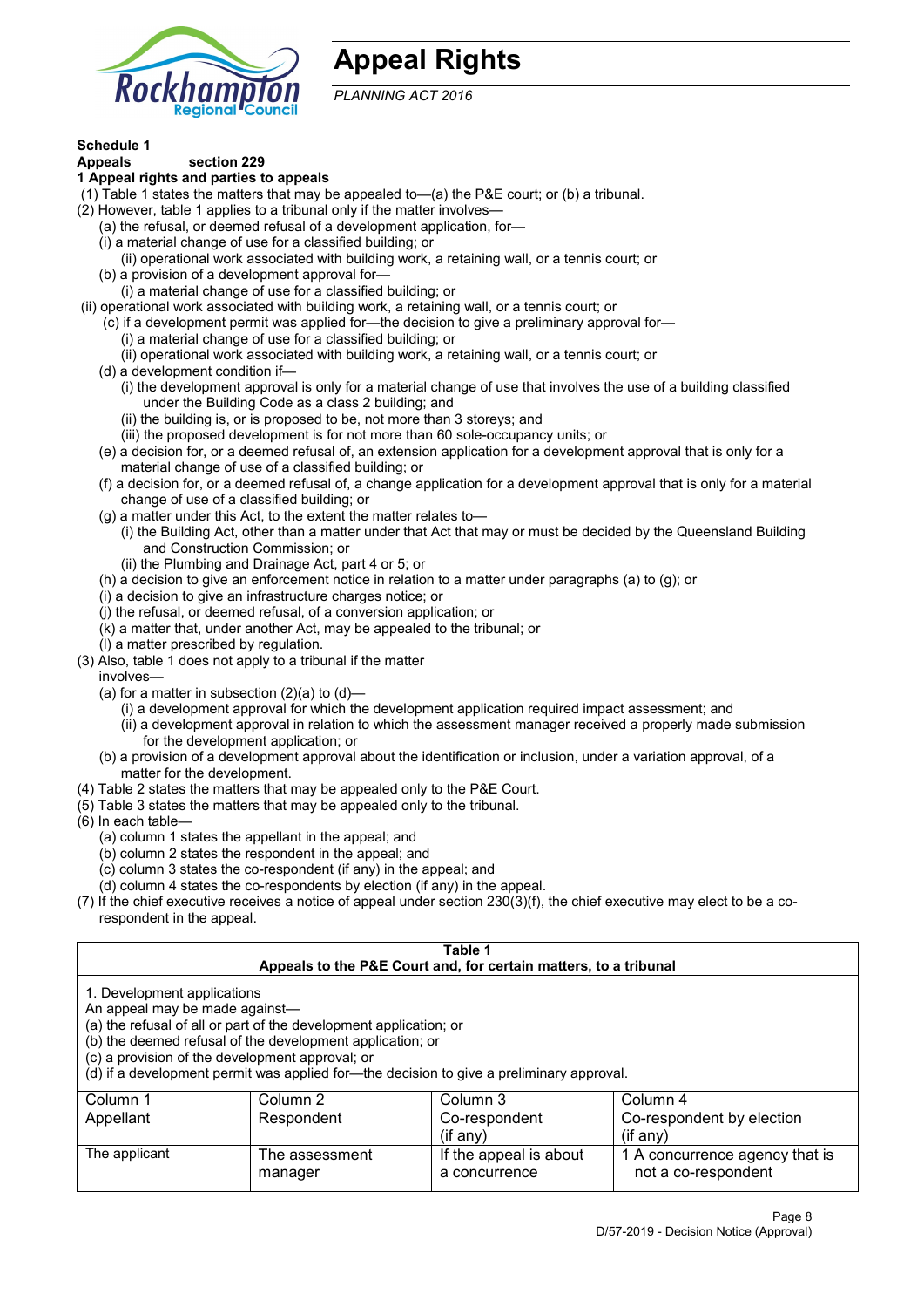# Appeal Rights

*PLANNING ACT 2016*

**Schedule 1**

**Appeals section 229**

**1 Appeal rights and parties to appeals**

(1) Table 1 states the matters that may be appealed to—(a) the P&E court; or (b) a tribunal.

(2) However, table 1 applies to a tribunal only if the matter involves—

(a) the refusal, or deemed refusal of a development application, for—

(i) a material change of use for a classified building; or

(ii) operational work associated with building work, a retaining wall, or a tennis court; or

(b) a provision of a development approval for—

(i) a material change of use for a classified building; or

(ii) operational work associated with building work, a retaining wall, or a tennis court; or

(c) if a development permit was applied for—the decision to give a preliminary approval for—

(i) a material change of use for a classified building; or

(ii) operational work associated with building work, a retaining wall, or a tennis court; or

(d) a development condition if—

(i) the development approval is only for a material change of use that involves the use of a building classified under the Building Code as a class 2 building; and

(ii) the building is, or is proposed to be, not more than 3 storeys; and

(iii) the proposed development is for not more than 60 sole-occupancy units; or

(e) a decision for, or a deemed refusal of, an extension application for a development approval that is only for a material change of use of a classified building; or

(f) a decision for, or a deemed refusal of, a change application for a development approval that is only for a material change of use of a classified building; or

(g) a matter under this Act, to the extent the matter relates to—

(i) the Building Act, other than a matter under that Act that may or must be decided by the Queensland Building and Construction Commission; or

(ii) the Plumbing and Drainage Act, part 4 or 5; or

(h) a decision to give an enforcement notice in relation to a matter under paragraphs (a) to (g); or

(i) a decision to give an infrastructure charges notice; or

(j) the refusal, or deemed refusal, of a conversion application; or

(k) a matter that, under another Act, may be appealed to the tribunal; or

(l) a matter prescribed by regulation.

(3) Also, table 1 does not apply to a tribunal if the matter involves—

(a) for a matter in subsection (2)(a) to (d)—

(i) a development approval for which the development application required impact assessment; and

(ii) a development approval in relation to which the assessment manager received a properly made submission for the development application; or

(b) a provision of a development approval about the identification or inclusion, under a variation approval, of a matter for the development.

(4) Table 2 states the matters that may be appealed only to the P&E Court.

(5) Table 3 states the matters that may be appealed only to the tribunal.

(6) In each table—

(a) column 1 states the appellant in the appeal; and

(b) column 2 states the respondent in the appeal; and

(c) column 3 states the co-respondent (if any) in the appeal; and

(d) column 4 states the co-respondents by election (if any) in the appeal.

(7) If the chief executive receives a notice of appeal under section 230(3)(f), the chief executive may elect to be a co-respondent in the appeal.

**Table 1**
**Appeals to the P&E Court and, for certain matters, to a tribunal**

1. Development applications
An appeal may be made against—
(a) the refusal of all or part of the development application; or
(b) the deemed refusal of the development application; or
(c) a provision of the development approval; or
(d) if a development permit was applied for—the decision to give a preliminary approval.

| Column 1<br>Appellant | Column 2<br>Respondent | Column 3<br>Co-respondent<br>(if any) | Column 4<br>Co-respondent by election<br>(if any) |
|---|---|---|---|
| The applicant | The assessment manager | If the appeal is about a concurrence | 1 A concurrence agency that is not a co-respondent |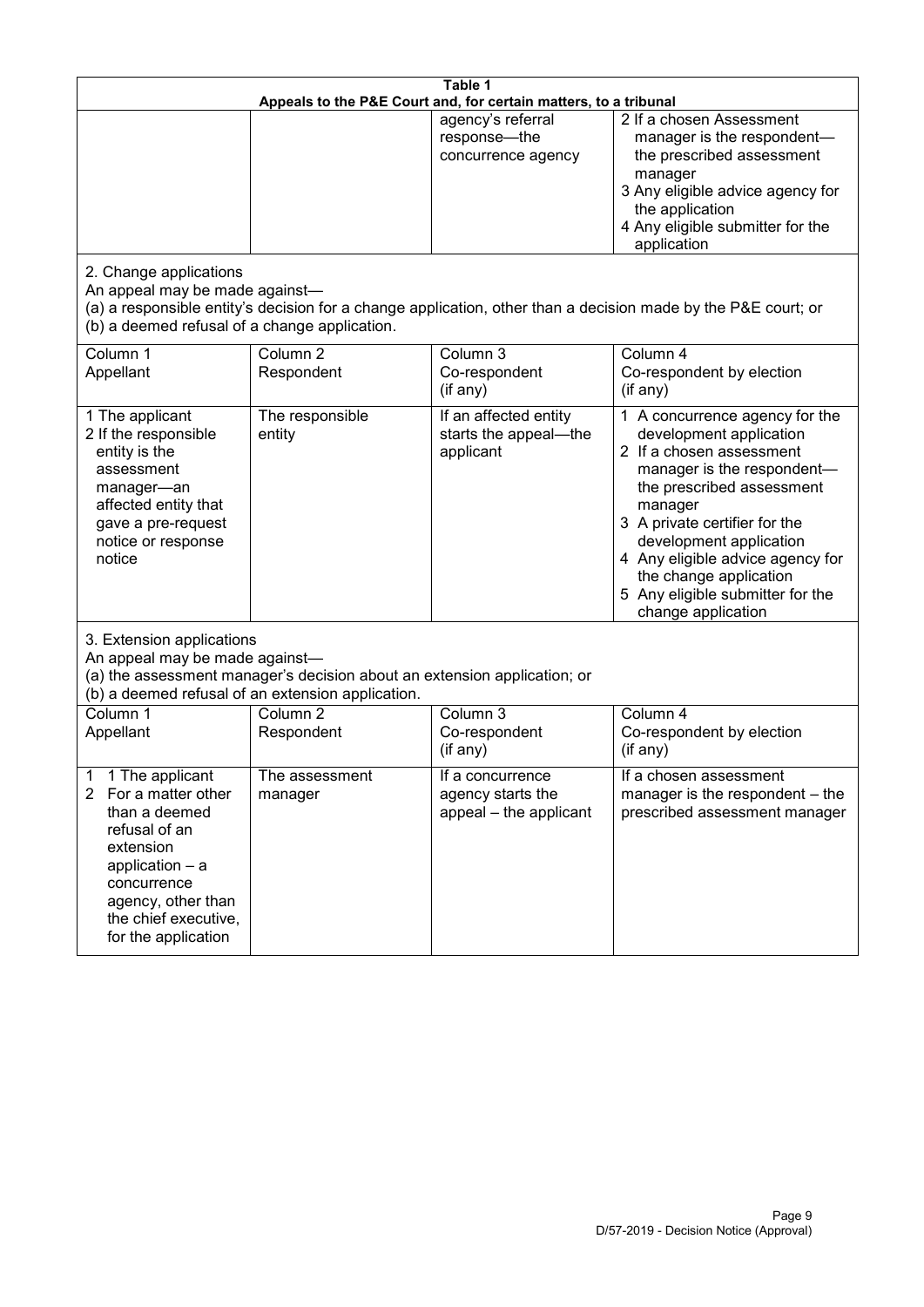**Table 1**
**Appeals to the P&E Court and, for certain matters, to a tribunal**

| | | | |
|---|---|---|---|
| | | agency's referral response—the concurrence agency | 2 If a chosen Assessment manager is the respondent—the prescribed assessment manager<br>3 Any eligible advice agency for the application<br>4 Any eligible submitter for the application |

2. Change applications

An appeal may be made against—

(a) a responsible entity's decision for a change application, other than a decision made by the P&E court; or

(b) a deemed refusal of a change application.

| Column 1<br>Appellant | Column 2<br>Respondent | Column 3<br>Co-respondent<br>(if any) | Column 4<br>Co-respondent by election<br>(if any) |
|---|---|---|---|
| 1 The applicant<br>2 If the responsible entity is the assessment manager—an affected entity that gave a pre-request notice or response notice | The responsible entity | If an affected entity starts the appeal—the applicant | 1 A concurrence agency for the development application<br>2 If a chosen assessment manager is the respondent—the prescribed assessment manager<br>3 A private certifier for the development application<br>4 Any eligible advice agency for the change application<br>5 Any eligible submitter for the change application |

3. Extension applications

An appeal may be made against—

(a) the assessment manager's decision about an extension application; or

(b) a deemed refusal of an extension application.

| Column 1<br>Appellant | Column 2<br>Respondent | Column 3<br>Co-respondent<br>(if any) | Column 4<br>Co-respondent by election<br>(if any) |
|---|---|---|---|
| 1 1 The applicant<br>2 For a matter other than a deemed refusal of an extension application – a concurrence agency, other than the chief executive, for the application | The assessment manager | If a concurrence agency starts the appeal – the applicant | If a chosen assessment manager is the respondent – the prescribed assessment manager |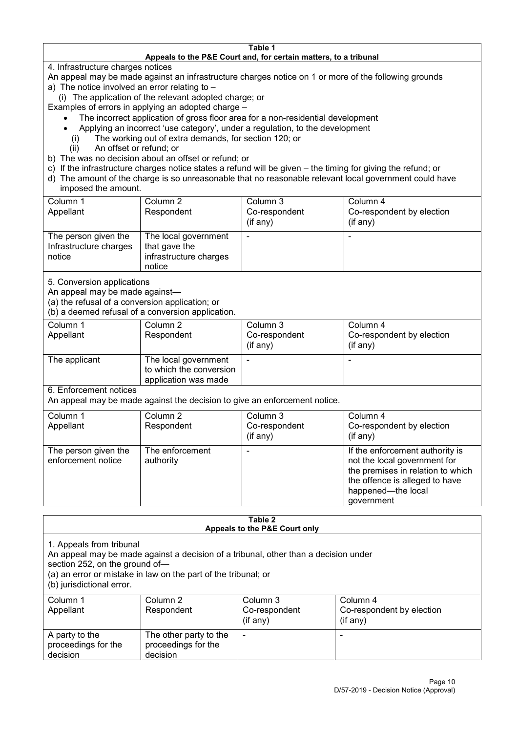**Table 1**
**Appeals to the P&E Court and, for certain matters, to a tribunal**

4. Infrastructure charges notices

An appeal may be made against an infrastructure charges notice on 1 or more of the following grounds

a) The notice involved an error relating to –

(i) The application of the relevant adopted charge; or

Examples of errors in applying an adopted charge –

- The incorrect application of gross floor area for a non-residential development
- Applying an incorrect 'use category', under a regulation, to the development

(i) The working out of extra demands, for section 120; or

(ii) An offset or refund; or

b) The was no decision about an offset or refund; or

c) If the infrastructure charges notice states a refund will be given – the timing for giving the refund; or

d) The amount of the charge is so unreasonable that no reasonable relevant local government could have imposed the amount.

| Column 1<br>Appellant | Column 2<br>Respondent | Column 3<br>Co-respondent<br>(if any) | Column 4<br>Co-respondent by election<br>(if any) |
|---|---|---|---|
| The person given the Infrastructure charges notice | The local government that gave the infrastructure charges notice | - | - |

5. Conversion applications

An appeal may be made against—

(a) the refusal of a conversion application; or

(b) a deemed refusal of a conversion application.

| Column 1<br>Appellant | Column 2<br>Respondent | Column 3<br>Co-respondent<br>(if any) | Column 4<br>Co-respondent by election<br>(if any) |
|---|---|---|---|
| The applicant | The local government to which the conversion application was made | - | - |

6. Enforcement notices

An appeal may be made against the decision to give an enforcement notice.

| Column 1<br>Appellant | Column 2<br>Respondent | Column 3<br>Co-respondent<br>(if any) | Column 4<br>Co-respondent by election<br>(if any) |
|---|---|---|---|
| The person given the enforcement notice | The enforcement authority | - | If the enforcement authority is not the local government for the premises in relation to which the offence is alleged to have happened—the local government |

**Table 2**
**Appeals to the P&E Court only**

1. Appeals from tribunal

An appeal may be made against a decision of a tribunal, other than a decision under section 252, on the ground of—

(a) an error or mistake in law on the part of the tribunal; or

(b) jurisdictional error.

| Column 1<br>Appellant | Column 2<br>Respondent | Column 3<br>Co-respondent<br>(if any) | Column 4<br>Co-respondent by election<br>(if any) |
|---|---|---|---|
| A party to the proceedings for the decision | The other party to the proceedings for the decision | - | - |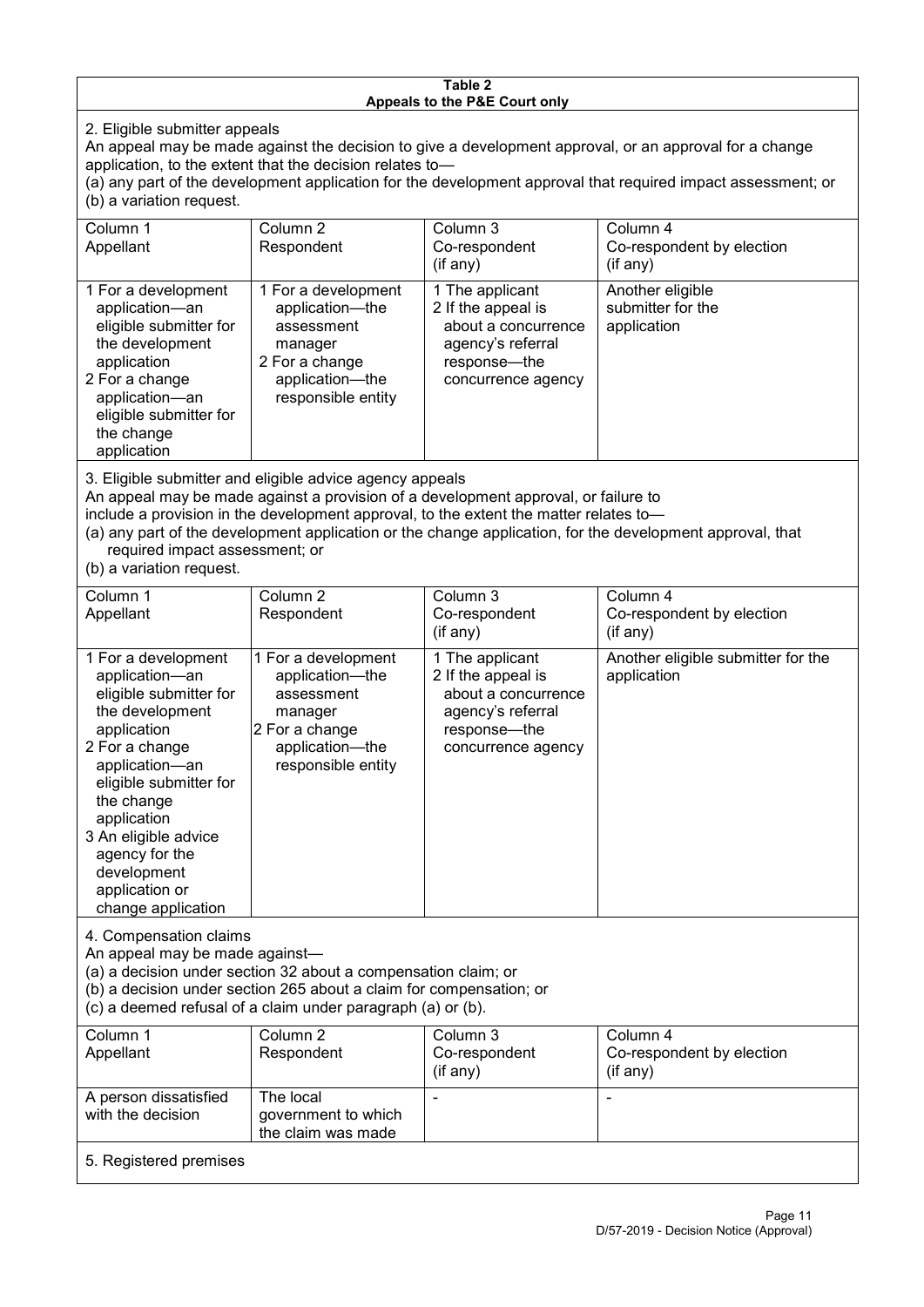**Table 2**
**Appeals to the P&E Court only**

2. Eligible submitter appeals

An appeal may be made against the decision to give a development approval, or an approval for a change application, to the extent that the decision relates to—
(a) any part of the development application for the development approval that required impact assessment; or
(b) a variation request.

| Column 1 Appellant | Column 2 Respondent | Column 3 Co-respondent (if any) | Column 4 Co-respondent by election (if any) |
|---|---|---|---|
| 1 For a development application—an eligible submitter for the development application<br>2 For a change application—an eligible submitter for the change application | 1 For a development application—the assessment manager<br>2 For a change application—the responsible entity | 1 The applicant<br>2 If the appeal is about a concurrence agency's referral response—the concurrence agency | Another eligible submitter for the application |

3. Eligible submitter and eligible advice agency appeals

An appeal may be made against a provision of a development approval, or failure to include a provision in the development approval, to the extent the matter relates to—
(a) any part of the development application or the change application, for the development approval, that required impact assessment; or
(b) a variation request.

| Column 1 Appellant | Column 2 Respondent | Column 3 Co-respondent (if any) | Column 4 Co-respondent by election (if any) |
|---|---|---|---|
| 1 For a development application—an eligible submitter for the development application<br>2 For a change application—an eligible submitter for the change application<br>3 An eligible advice agency for the development application or change application | 1 For a development application—the assessment manager<br>2 For a change application—the responsible entity | 1 The applicant<br>2 If the appeal is about a concurrence agency's referral response—the concurrence agency | Another eligible submitter for the application |

4. Compensation claims

An appeal may be made against—
(a) a decision under section 32 about a compensation claim; or
(b) a decision under section 265 about a claim for compensation; or
(c) a deemed refusal of a claim under paragraph (a) or (b).

| Column 1 Appellant | Column 2 Respondent | Column 3 Co-respondent (if any) | Column 4 Co-respondent by election (if any) |
|---|---|---|---|
| A person dissatisfied with the decision | The local government to which the claim was made | - | - |

5. Registered premises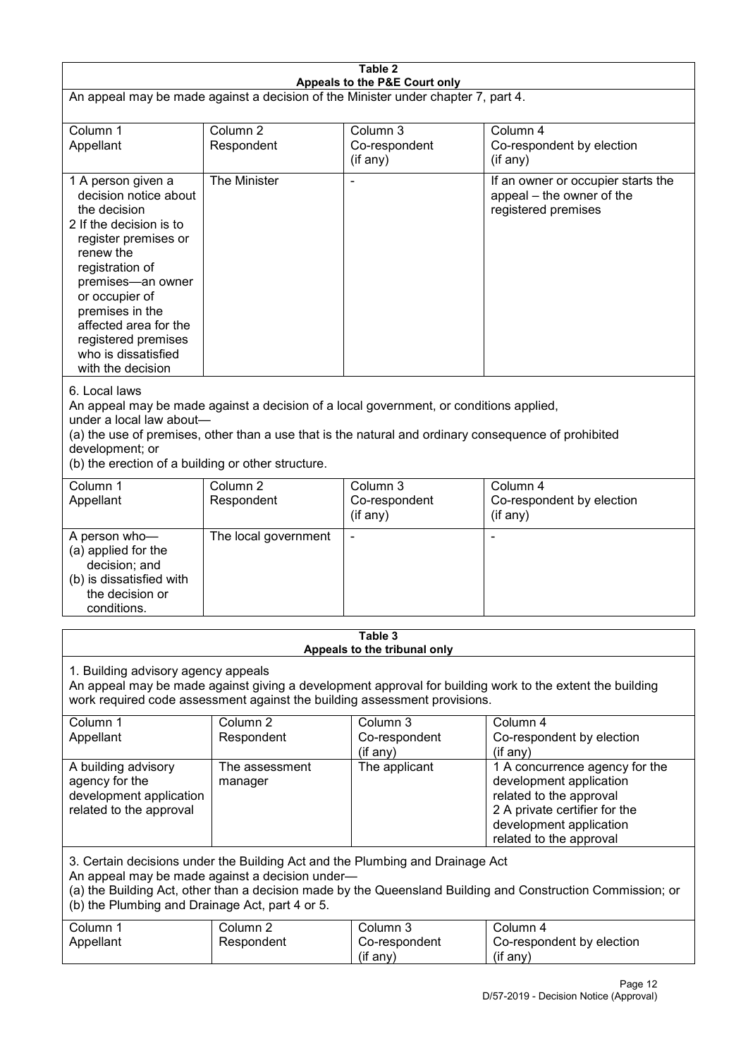**Table 2**
**Appeals to the P&E Court only**

An appeal may be made against a decision of the Minister under chapter 7, part 4.

| Column 1<br>Appellant | Column 2<br>Respondent | Column 3<br>Co-respondent<br>(if any) | Column 4<br>Co-respondent by election<br>(if any) |
|---|---|---|---|
| 1 A person given a decision notice about the decision<br>2 If the decision is to register premises or renew the registration of premises—an owner or occupier of premises in the affected area for the registered premises who is dissatisfied with the decision | The Minister | - | If an owner or occupier starts the appeal – the owner of the registered premises |

6. Local laws

An appeal may be made against a decision of a local government, or conditions applied, under a local law about—

(a) the use of premises, other than a use that is the natural and ordinary consequence of prohibited development; or

(b) the erection of a building or other structure.

| Column 1<br>Appellant | Column 2<br>Respondent | Column 3<br>Co-respondent<br>(if any) | Column 4<br>Co-respondent by election<br>(if any) |
|---|---|---|---|
| A person who—<br>(a) applied for the decision; and<br>(b) is dissatisfied with the decision or conditions. | The local government | - | - |

**Table 3**
**Appeals to the tribunal only**

1. Building advisory agency appeals

An appeal may be made against giving a development approval for building work to the extent the building work required code assessment against the building assessment provisions.

| Column 1<br>Appellant | Column 2<br>Respondent | Column 3<br>Co-respondent<br>(if any) | Column 4<br>Co-respondent by election<br>(if any) |
|---|---|---|---|
| A building advisory agency for the development application related to the approval | The assessment manager | The applicant | 1 A concurrence agency for the development application related to the approval<br>2 A private certifier for the development application related to the approval |

3. Certain decisions under the Building Act and the Plumbing and Drainage Act

An appeal may be made against a decision under—

(a) the Building Act, other than a decision made by the Queensland Building and Construction Commission; or

(b) the Plumbing and Drainage Act, part 4 or 5.

| Column 1<br>Appellant | Column 2<br>Respondent | Column 3<br>Co-respondent<br>(if any) | Column 4<br>Co-respondent by election<br>(if any) |
|---|---|---|---|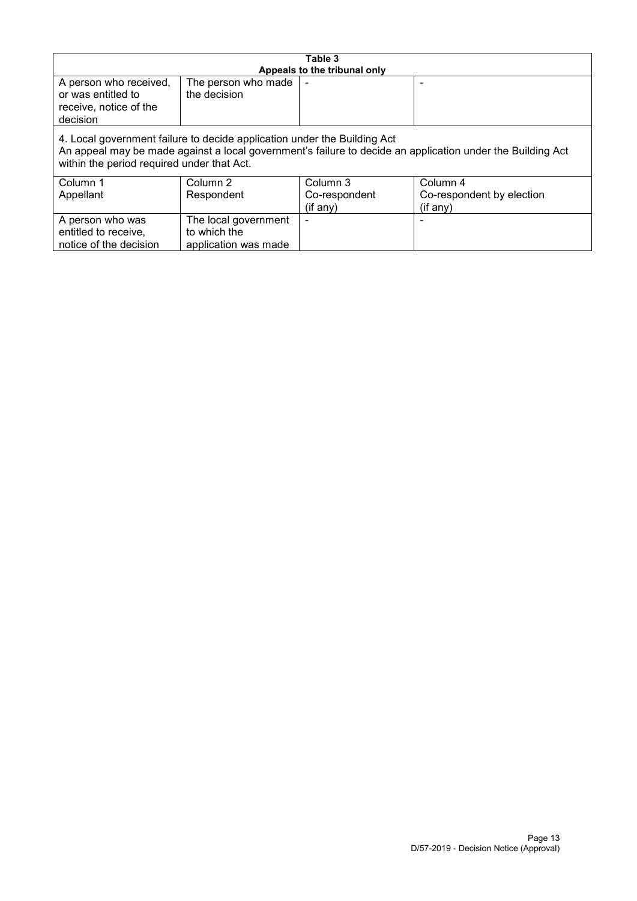| Table 3<br>Appeals to the tribunal only | | | |
|---|---|---|---|
| A person who received, or was entitled to receive, notice of the decision | The person who made the decision | - | - |
| 4. Local government failure to decide application under the Building Act<br>An appeal may be made against a local government's failure to decide an application under the Building Act within the period required under that Act. | | | |
| Column 1<br>Appellant | Column 2<br>Respondent | Column 3<br>Co-respondent (if any) | Column 4<br>Co-respondent by election (if any) |
| A person who was entitled to receive, notice of the decision | The local government to which the application was made | - | - |

D/57-2019 - Decision Notice (Approval)